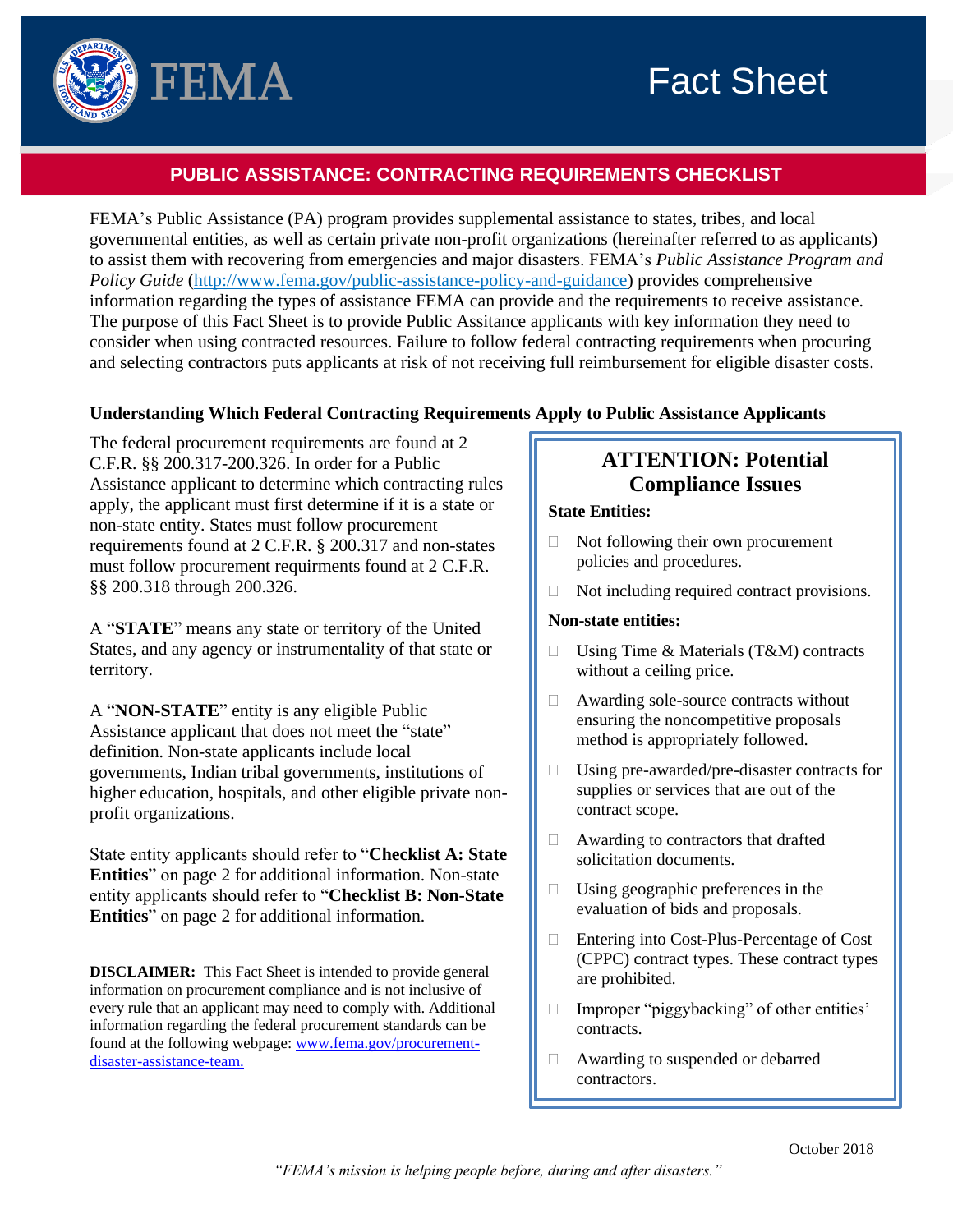# Fact Sheet

## PUBLIC ASSISTANCE: CONTRACTING REQUIREMENTS CHECKLIST

FEMA's Public Assistance (PA) program provides supplemental assistance to states, tribes, and local governmental entities, as well as certain private non-profit organizations (hereinafter referred to as applicants) to assist them with recovering from emergencies and major disasters. FEMA's *Public Assistance Program and Policy Guide* (http://www.fema.gov/public-assistance-policy-and-guidance) provides comprehensive information regarding the types of assistance FEMA can provide and the requirements to receive assistance. The purpose of this Fact Sheet is to provide Public Assitance applicants with key information they need to consider when using contracted resources. Failure to follow federal contracting requirements when procuring and selecting contractors puts applicants at risk of not receiving full reimbursement for eligible disaster costs.

### Understanding Which Federal Contracting Requirements Apply to Public Assistance Applicants

The federal procurement requirements are found at 2 C.F.R. §§ 200.317-200.326. In order for a Public Assistance applicant to determine which contracting rules apply, the applicant must first determine if it is a state or non-state entity. States must follow procurement requirements found at 2 C.F.R. § 200.317 and non-states must follow procurement requirments found at 2 C.F.R. §§ 200.318 through 200.326.

A "**STATE**" means any state or territory of the United States, and any agency or instrumentality of that state or territory.

A "**NON-STATE**" entity is any eligible Public Assistance applicant that does not meet the "state" definition. Non-state applicants include local governments, Indian tribal governments, institutions of higher education, hospitals, and other eligible private non-profit organizations.

State entity applicants should refer to "**Checklist A: State Entities**" on page 2 for additional information. Non-state entity applicants should refer to "**Checklist B: Non-State Entities**" on page 2 for additional information.

**DISCLAIMER:** This Fact Sheet is intended to provide general information on procurement compliance and is not inclusive of every rule that an applicant may need to comply with. Additional information regarding the federal procurement standards can be found at the following webpage: www.fema.gov/procurement-disaster-assistance-team.

### ATTENTION: Potential Compliance Issues

**State Entities:**

- ☐ Not following their own procurement policies and procedures.
- ☐ Not including required contract provisions.

**Non-state entities:**

- ☐ Using Time & Materials (T&M) contracts without a ceiling price.
- ☐ Awarding sole-source contracts without ensuring the noncompetitive proposals method is appropriately followed.
- ☐ Using pre-awarded/pre-disaster contracts for supplies or services that are out of the contract scope.
- ☐ Awarding to contractors that drafted solicitation documents.
- ☐ Using geographic preferences in the evaluation of bids and proposals.
- ☐ Entering into Cost-Plus-Percentage of Cost (CPPC) contract types. These contract types are prohibited.
- ☐ Improper "piggybacking" of other entities' contracts.
- ☐ Awarding to suspended or debarred contractors.

October 2018

*"FEMA's mission is helping people before, during and after disasters."*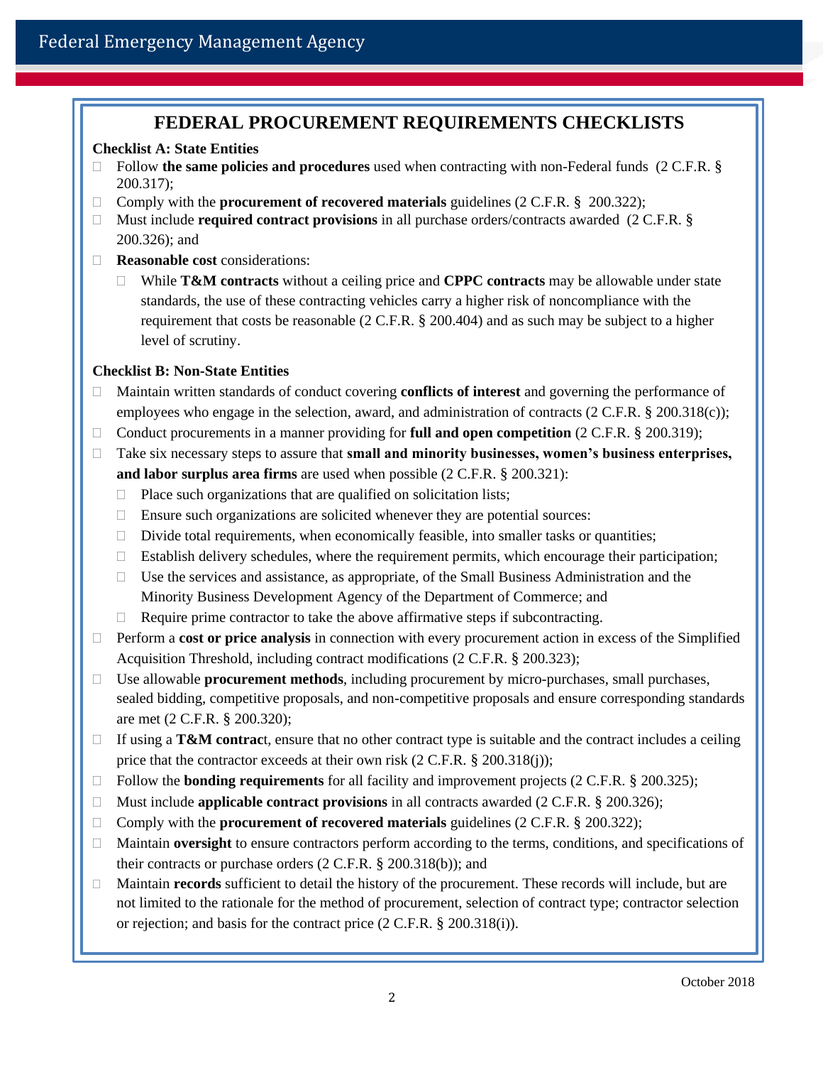# FEDERAL PROCUREMENT REQUIREMENTS CHECKLISTS

**Checklist A: State Entities**

- Follow **the same policies and procedures** used when contracting with non-Federal funds (2 C.F.R. § 200.317);
- Comply with the **procurement of recovered materials** guidelines (2 C.F.R. § 200.322);
- Must include **required contract provisions** in all purchase orders/contracts awarded (2 C.F.R. § 200.326); and
- **Reasonable cost** considerations:
  - While **T&M contracts** without a ceiling price and **CPPC contracts** may be allowable under state standards, the use of these contracting vehicles carry a higher risk of noncompliance with the requirement that costs be reasonable (2 C.F.R. § 200.404) and as such may be subject to a higher level of scrutiny.

**Checklist B: Non-State Entities**

- Maintain written standards of conduct covering **conflicts of interest** and governing the performance of employees who engage in the selection, award, and administration of contracts (2 C.F.R. § 200.318(c));
- Conduct procurements in a manner providing for **full and open competition** (2 C.F.R. § 200.319);
- Take six necessary steps to assure that **small and minority businesses, women's business enterprises, and labor surplus area firms** are used when possible (2 C.F.R. § 200.321):
  - Place such organizations that are qualified on solicitation lists;
  - Ensure such organizations are solicited whenever they are potential sources:
  - Divide total requirements, when economically feasible, into smaller tasks or quantities;
  - Establish delivery schedules, where the requirement permits, which encourage their participation;
  - Use the services and assistance, as appropriate, of the Small Business Administration and the Minority Business Development Agency of the Department of Commerce; and
  - Require prime contractor to take the above affirmative steps if subcontracting.
- Perform a **cost or price analysis** in connection with every procurement action in excess of the Simplified Acquisition Threshold, including contract modifications (2 C.F.R. § 200.323);
- Use allowable **procurement methods**, including procurement by micro-purchases, small purchases, sealed bidding, competitive proposals, and non-competitive proposals and ensure corresponding standards are met (2 C.F.R. § 200.320);
- If using a **T&M contrac**t, ensure that no other contract type is suitable and the contract includes a ceiling price that the contractor exceeds at their own risk (2 C.F.R. § 200.318(j));
- Follow the **bonding requirements** for all facility and improvement projects (2 C.F.R. § 200.325);
- Must include **applicable contract provisions** in all contracts awarded (2 C.F.R. § 200.326);
- Comply with the **procurement of recovered materials** guidelines (2 C.F.R. § 200.322);
- Maintain **oversight** to ensure contractors perform according to the terms, conditions, and specifications of their contracts or purchase orders (2 C.F.R. § 200.318(b)); and
- Maintain **records** sufficient to detail the history of the procurement. These records will include, but are not limited to the rationale for the method of procurement, selection of contract type; contractor selection or rejection; and basis for the contract price (2 C.F.R. § 200.318(i)).

October 2018